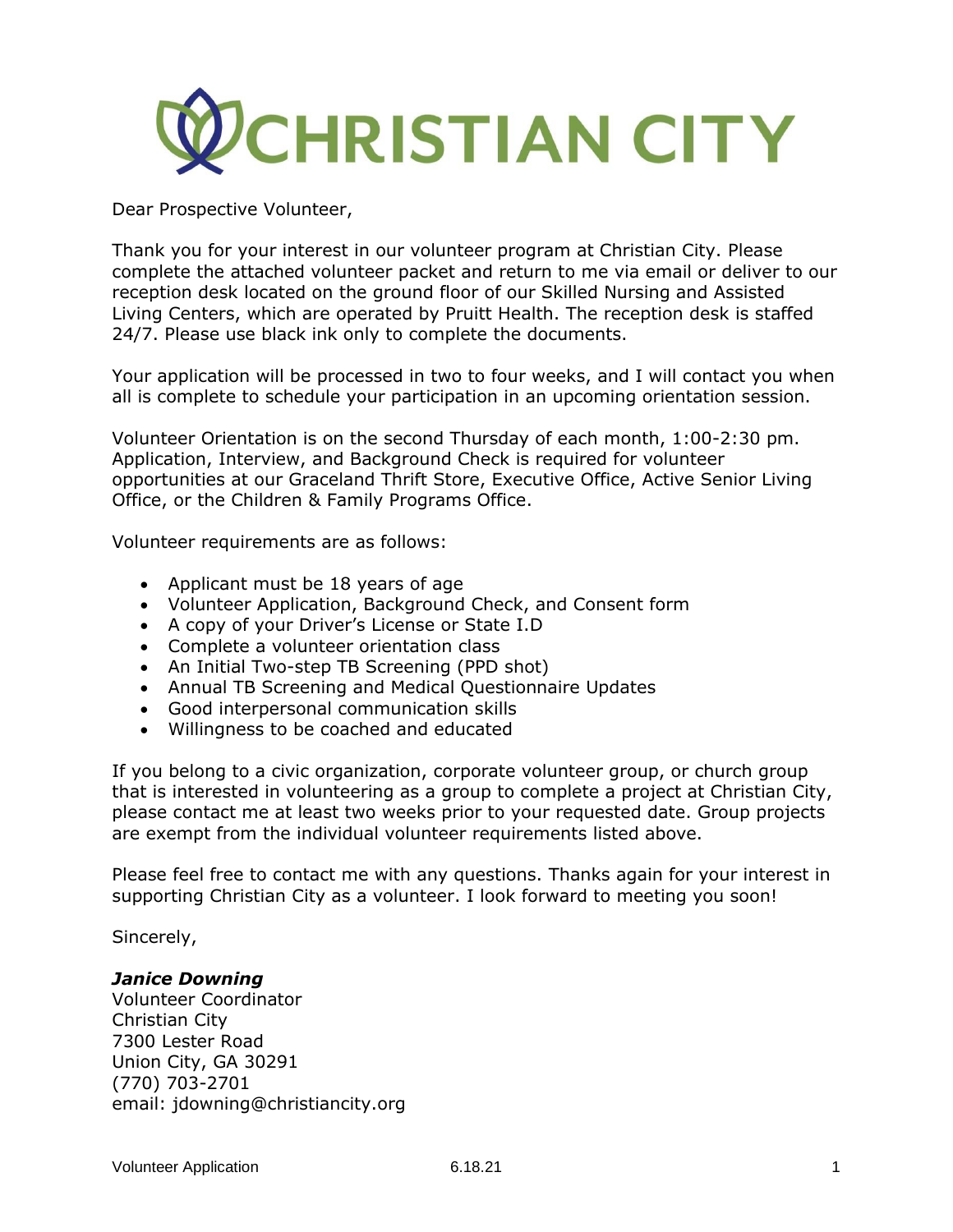# CHRISTIAN CITY

Dear Prospective Volunteer,

Thank you for your interest in our volunteer program at Christian City. Please complete the attached volunteer packet and return to me via email or deliver to our reception desk located on the ground floor of our Skilled Nursing and Assisted Living Centers, which are operated by Pruitt Health. The reception desk is staffed 24/7. Please use black ink only to complete the documents.

Your application will be processed in two to four weeks, and I will contact you when all is complete to schedule your participation in an upcoming orientation session.

Volunteer Orientation is on the second Thursday of each month, 1:00-2:30 pm. Application, Interview, and Background Check is required for volunteer opportunities at our Graceland Thrift Store, Executive Office, Active Senior Living Office, or the Children & Family Programs Office.

Volunteer requirements are as follows:

- Applicant must be 18 years of age
- Volunteer Application, Background Check, and Consent form
- A copy of your Driver's License or State I.D
- Complete a volunteer orientation class
- An Initial Two-step TB Screening (PPD shot)
- Annual TB Screening and Medical Questionnaire Updates
- Good interpersonal communication skills
- Willingness to be coached and educated

If you belong to a civic organization, corporate volunteer group, or church group that is interested in volunteering as a group to complete a project at Christian City, please contact me at least two weeks prior to your requested date. Group projects are exempt from the individual volunteer requirements listed above.

Please feel free to contact me with any questions. Thanks again for your interest in supporting Christian City as a volunteer. I look forward to meeting you soon!

Sincerely,

***Janice Downing***
Volunteer Coordinator
Christian City
7300 Lester Road
Union City, GA 30291
(770) 703-2701
email: jdowning@christiancity.org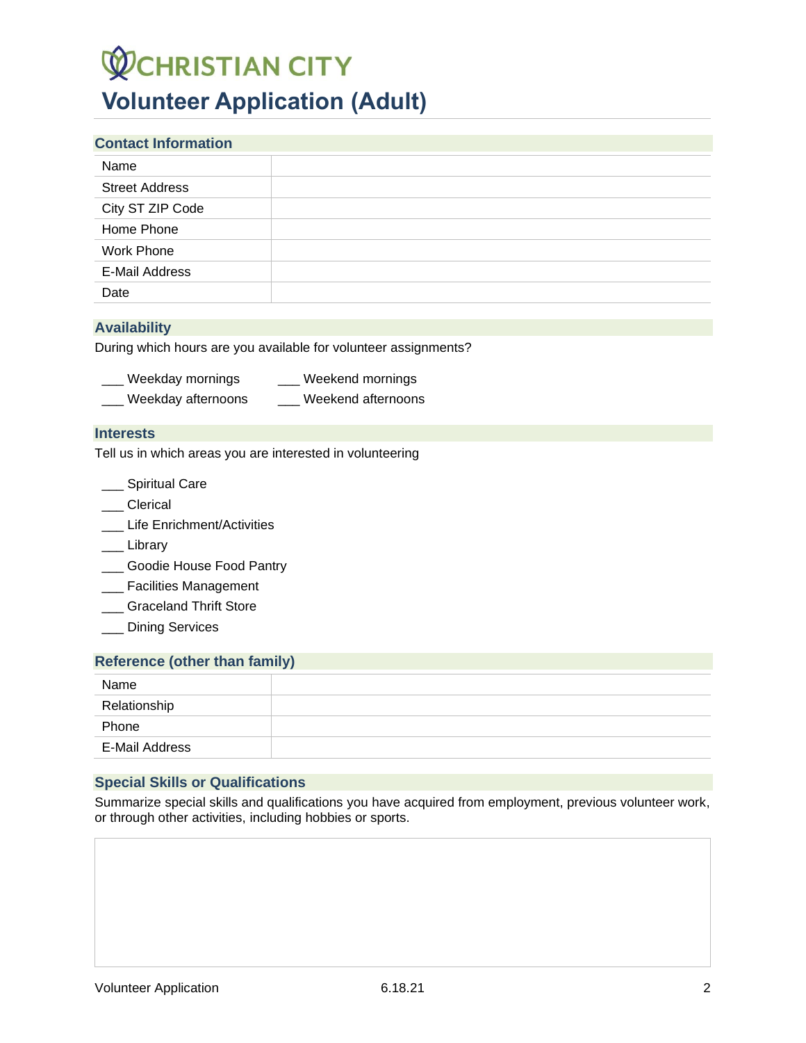# CHRISTIAN CITY

# Volunteer Application (Adult)

## Contact Information

| | |
|---|---|
| Name | |
| Street Address | |
| City ST ZIP Code | |
| Home Phone | |
| Work Phone | |
| E-Mail Address | |
| Date | |

## Availability

During which hours are you available for volunteer assignments?

___ Weekday mornings ___ Weekend mornings
___ Weekday afternoons ___ Weekend afternoons

## Interests

Tell us in which areas you are interested in volunteering

___ Spiritual Care
___ Clerical
___ Life Enrichment/Activities
___ Library
___ Goodie House Food Pantry
___ Facilities Management
___ Graceland Thrift Store
___ Dining Services

## Reference (other than family)

| | |
|---|---|
| Name | |
| Relationship | |
| Phone | |
| E-Mail Address | |

## Special Skills or Qualifications

Summarize special skills and qualifications you have acquired from employment, previous volunteer work, or through other activities, including hobbies or sports.

| |
|---|
| |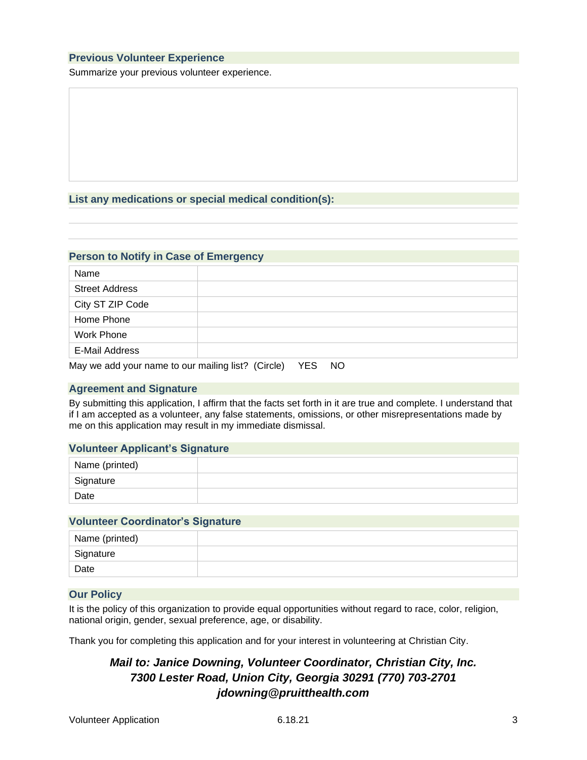## Previous Volunteer Experience

Summarize your previous volunteer experience.

## List any medications or special medical condition(s):

## Person to Notify in Case of Emergency

| | |
|---|---|
| Name | |
| Street Address | |
| City ST ZIP Code | |
| Home Phone | |
| Work Phone | |
| E-Mail Address | |

May we add your name to our mailing list? (Circle) YES NO

## Agreement and Signature

By submitting this application, I affirm that the facts set forth in it are true and complete. I understand that if I am accepted as a volunteer, any false statements, omissions, or other misrepresentations made by me on this application may result in my immediate dismissal.

## Volunteer Applicant's Signature

| | |
|---|---|
| Name (printed) | |
| Signature | |
| Date | |

## Volunteer Coordinator's Signature

| | |
|---|---|
| Name (printed) | |
| Signature | |
| Date | |

## Our Policy

It is the policy of this organization to provide equal opportunities without regard to race, color, religion, national origin, gender, sexual preference, age, or disability.

Thank you for completing this application and for your interest in volunteering at Christian City.

***Mail to: Janice Downing, Volunteer Coordinator, Christian City, Inc.***
***7300 Lester Road, Union City, Georgia 30291 (770) 703-2701***
***jdowning@pruitthealth.com***